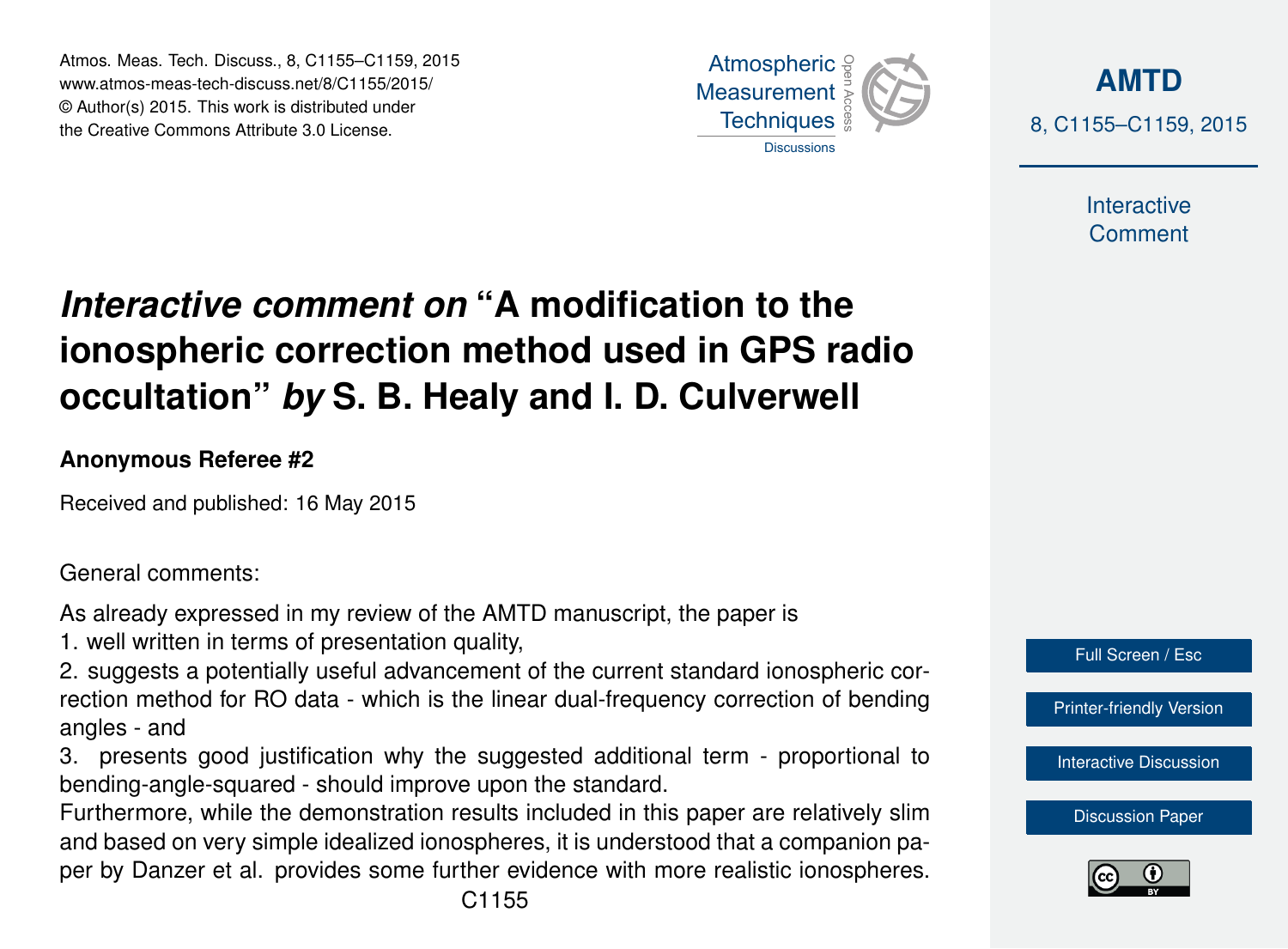# *Interactive comment on* "A modification to the ionospheric correction method used in GPS radio occultation" *by* S. B. Healy and I. D. Culverwell

**Anonymous Referee #2**

Received and published: 16 May 2015

General comments:

As already expressed in my review of the AMTD manuscript, the paper is

1. well written in terms of presentation quality,
2. suggests a potentially useful advancement of the current standard ionospheric correction method for RO data - which is the linear dual-frequency correction of bending angles - and
3. presents good justification why the suggested additional term - proportional to bending-angle-squared - should improve upon the standard.

Furthermore, while the demonstration results included in this paper are relatively slim and based on very simple idealized ionospheres, it is understood that a companion paper by Danzer et al. provides some further evidence with more realistic ionospheres.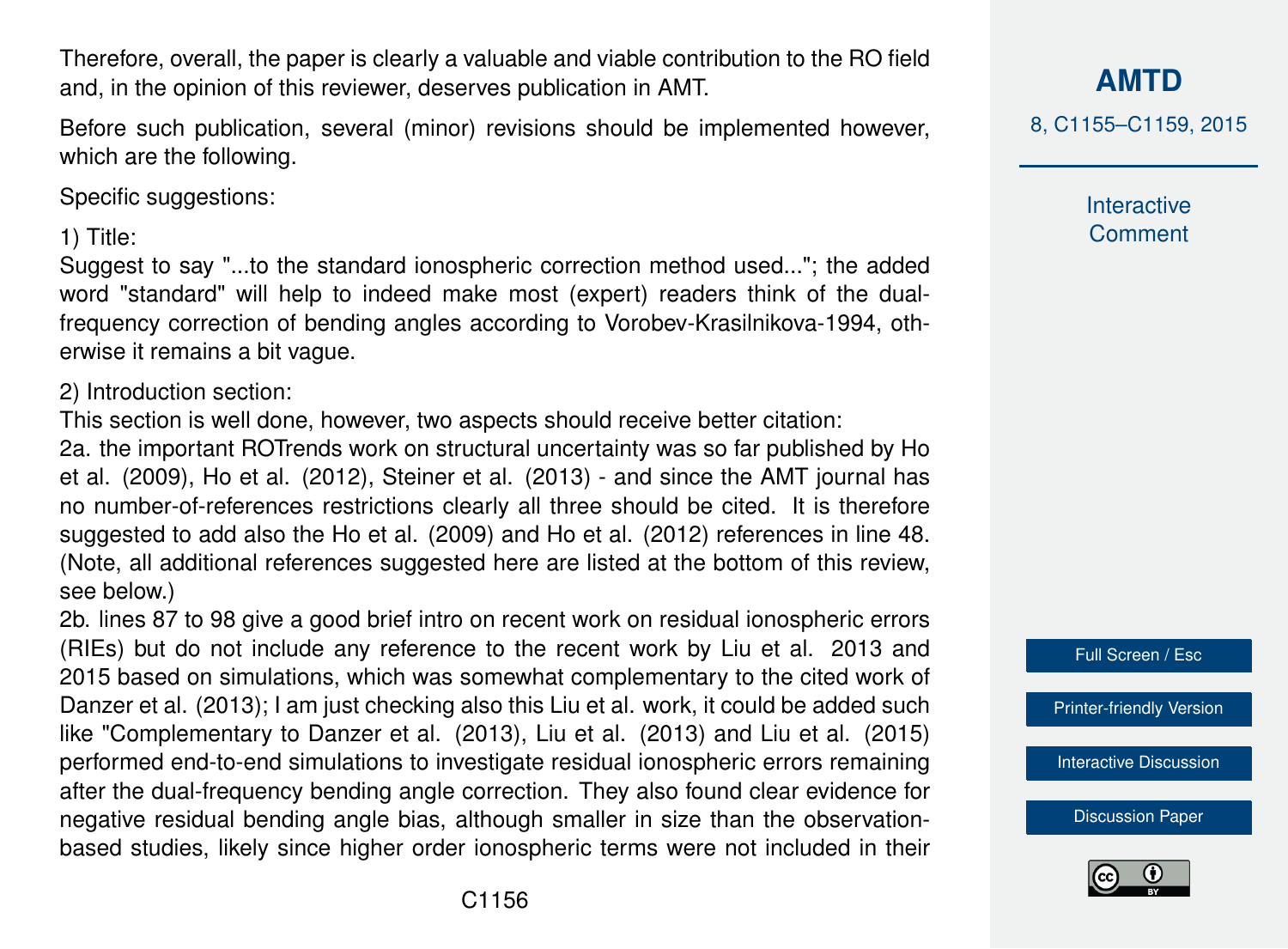Therefore, overall, the paper is clearly a valuable and viable contribution to the RO field and, in the opinion of this reviewer, deserves publication in AMT.

Before such publication, several (minor) revisions should be implemented however, which are the following.

Specific suggestions:

1) Title:
Suggest to say "...to the standard ionospheric correction method used..."; the added word "standard" will help to indeed make most (expert) readers think of the dual-frequency correction of bending angles according to Vorobev-Krasilnikova-1994, otherwise it remains a bit vague.

2) Introduction section:
This section is well done, however, two aspects should receive better citation:
2a. the important ROTrends work on structural uncertainty was so far published by Ho et al. (2009), Ho et al. (2012), Steiner et al. (2013) - and since the AMT journal has no number-of-references restrictions clearly all three should be cited. It is therefore suggested to add also the Ho et al. (2009) and Ho et al. (2012) references in line 48. (Note, all additional references suggested here are listed at the bottom of this review, see below.)
2b. lines 87 to 98 give a good brief intro on recent work on residual ionospheric errors (RIEs) but do not include any reference to the recent work by Liu et al. 2013 and 2015 based on simulations, which was somewhat complementary to the cited work of Danzer et al. (2013); I am just checking also this Liu et al. work, it could be added such like "Complementary to Danzer et al. (2013), Liu et al. (2013) and Liu et al. (2015) performed end-to-end simulations to investigate residual ionospheric errors remaining after the dual-frequency bending angle correction. They also found clear evidence for negative residual bending angle bias, although smaller in size than the observation-based studies, likely since higher order ionospheric terms were not included in their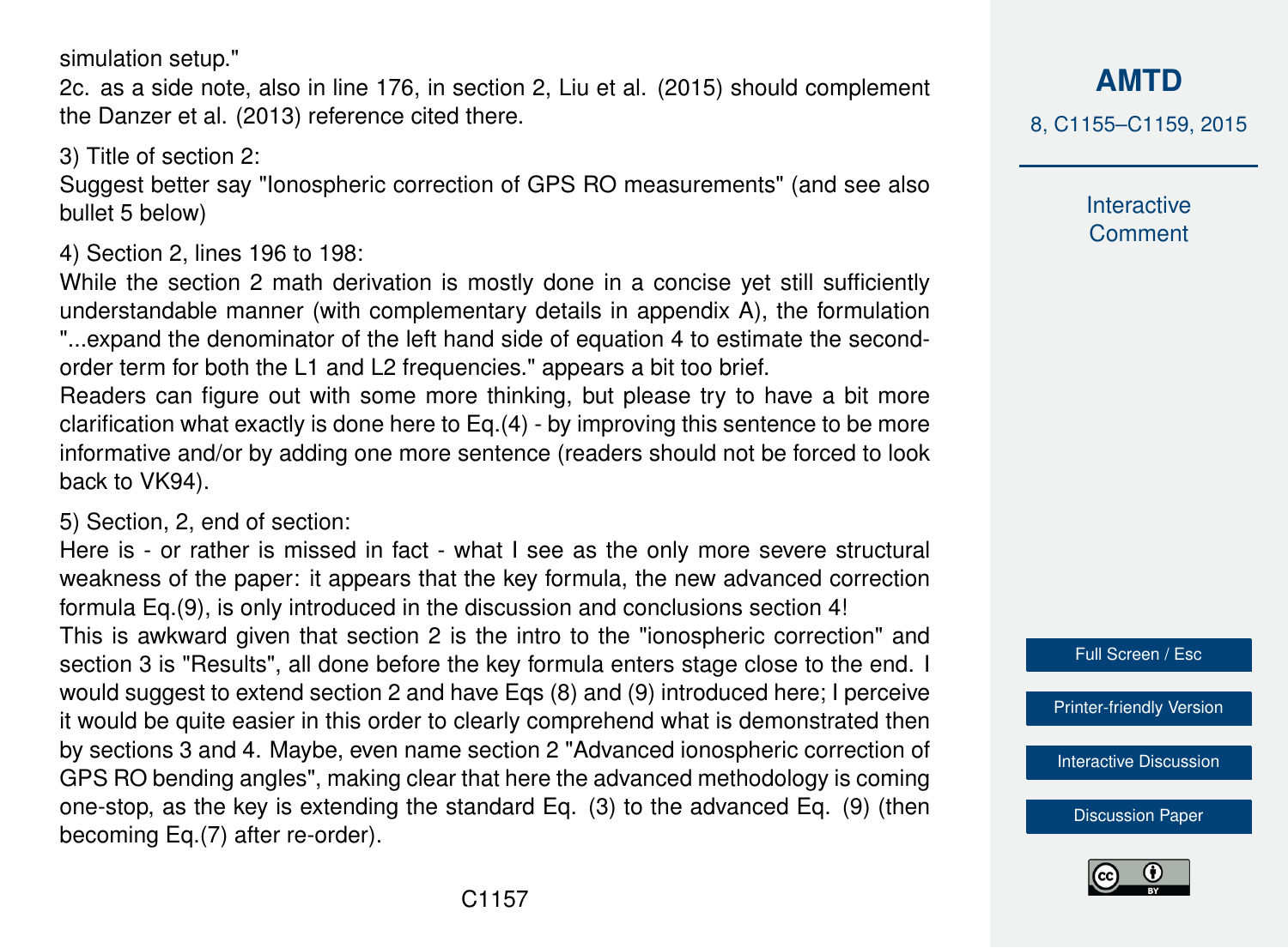simulation setup."

2c. as a side note, also in line 176, in section 2, Liu et al. (2015) should complement the Danzer et al. (2013) reference cited there.

3) Title of section 2:
Suggest better say "Ionospheric correction of GPS RO measurements" (and see also bullet 5 below)

4) Section 2, lines 196 to 198:
While the section 2 math derivation is mostly done in a concise yet still sufficiently understandable manner (with complementary details in appendix A), the formulation "...expand the denominator of the left hand side of equation 4 to estimate the second-order term for both the L1 and L2 frequencies." appears a bit too brief.
Readers can figure out with some more thinking, but please try to have a bit more clarification what exactly is done here to Eq.(4) - by improving this sentence to be more informative and/or by adding one more sentence (readers should not be forced to look back to VK94).

5) Section, 2, end of section:
Here is - or rather is missed in fact - what I see as the only more severe structural weakness of the paper: it appears that the key formula, the new advanced correction formula Eq.(9), is only introduced in the discussion and conclusions section 4!
This is awkward given that section 2 is the intro to the "ionospheric correction" and section 3 is "Results", all done before the key formula enters stage close to the end. I would suggest to extend section 2 and have Eqs (8) and (9) introduced here; I perceive it would be quite easier in this order to clearly comprehend what is demonstrated then by sections 3 and 4. Maybe, even name section 2 "Advanced ionospheric correction of GPS RO bending angles", making clear that here the advanced methodology is coming one-stop, as the key is extending the standard Eq. (3) to the advanced Eq. (9) (then becoming Eq.(7) after re-order).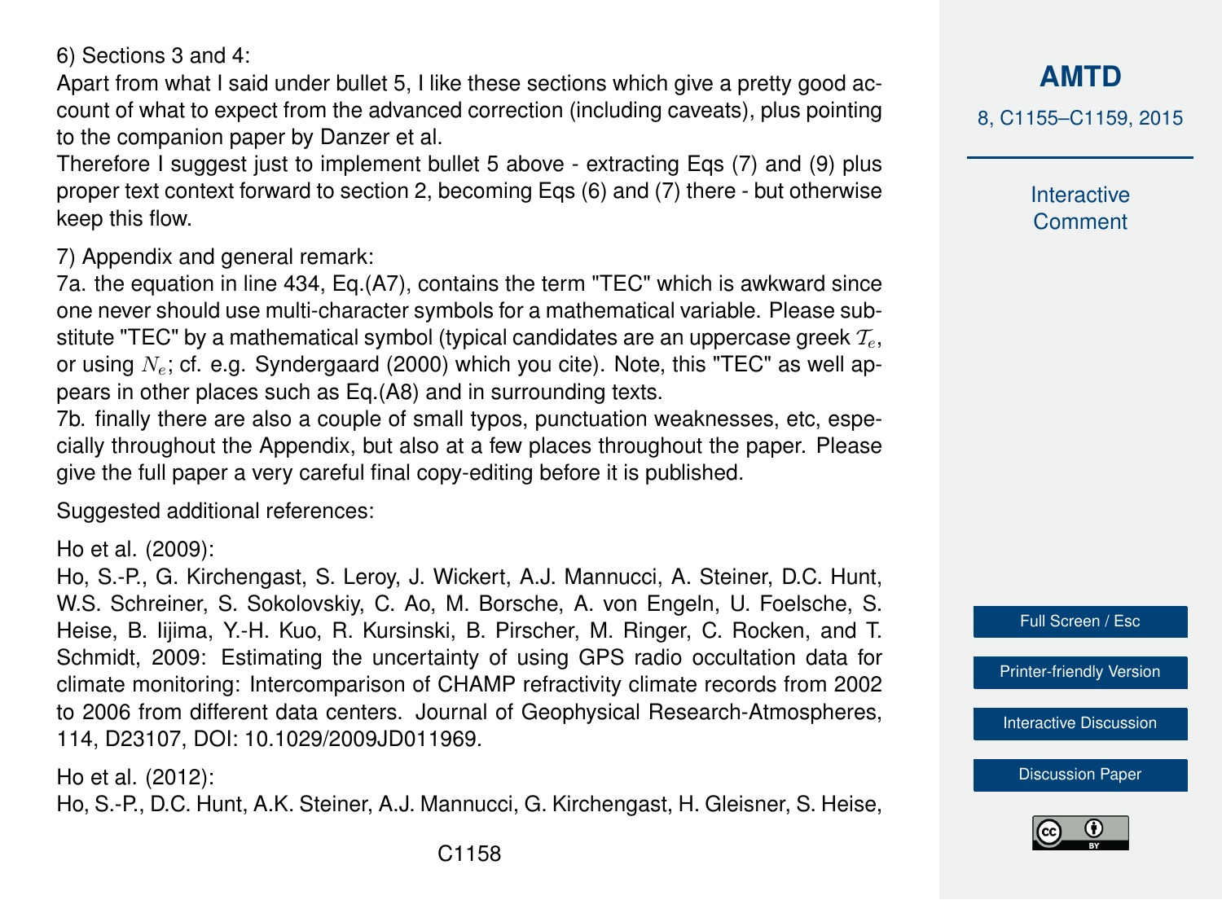6) Sections 3 and 4:

Apart from what I said under bullet 5, I like these sections which give a pretty good account of what to expect from the advanced correction (including caveats), plus pointing to the companion paper by Danzer et al.

Therefore I suggest just to implement bullet 5 above - extracting Eqs (7) and (9) plus proper text context forward to section 2, becoming Eqs (6) and (7) there - but otherwise keep this flow.

7) Appendix and general remark:

7a. the equation in line 434, Eq.(A7), contains the term "TEC" which is awkward since one never should use multi-character symbols for a mathematical variable. Please substitute "TEC" by a mathematical symbol (typical candidates are an uppercase greek $\mathcal{T}_e$, or using $N_e$; cf. e.g. Syndergaard (2000) which you cite). Note, this "TEC" as well appears in other places such as Eq.(A8) and in surrounding texts.

7b. finally there are also a couple of small typos, punctuation weaknesses, etc, especially throughout the Appendix, but also at a few places throughout the paper. Please give the full paper a very careful final copy-editing before it is published.

Suggested additional references:

Ho et al. (2009):

Ho, S.-P., G. Kirchengast, S. Leroy, J. Wickert, A.J. Mannucci, A. Steiner, D.C. Hunt, W.S. Schreiner, S. Sokolovskiy, C. Ao, M. Borsche, A. von Engeln, U. Foelsche, S. Heise, B. Iijima, Y.-H. Kuo, R. Kursinski, B. Pirscher, M. Ringer, C. Rocken, and T. Schmidt, 2009: Estimating the uncertainty of using GPS radio occultation data for climate monitoring: Intercomparison of CHAMP refractivity climate records from 2002 to 2006 from different data centers. Journal of Geophysical Research-Atmospheres, 114, D23107, DOI: 10.1029/2009JD011969.

Ho et al. (2012):

Ho, S.-P., D.C. Hunt, A.K. Steiner, A.J. Mannucci, G. Kirchengast, H. Gleisner, S. Heise,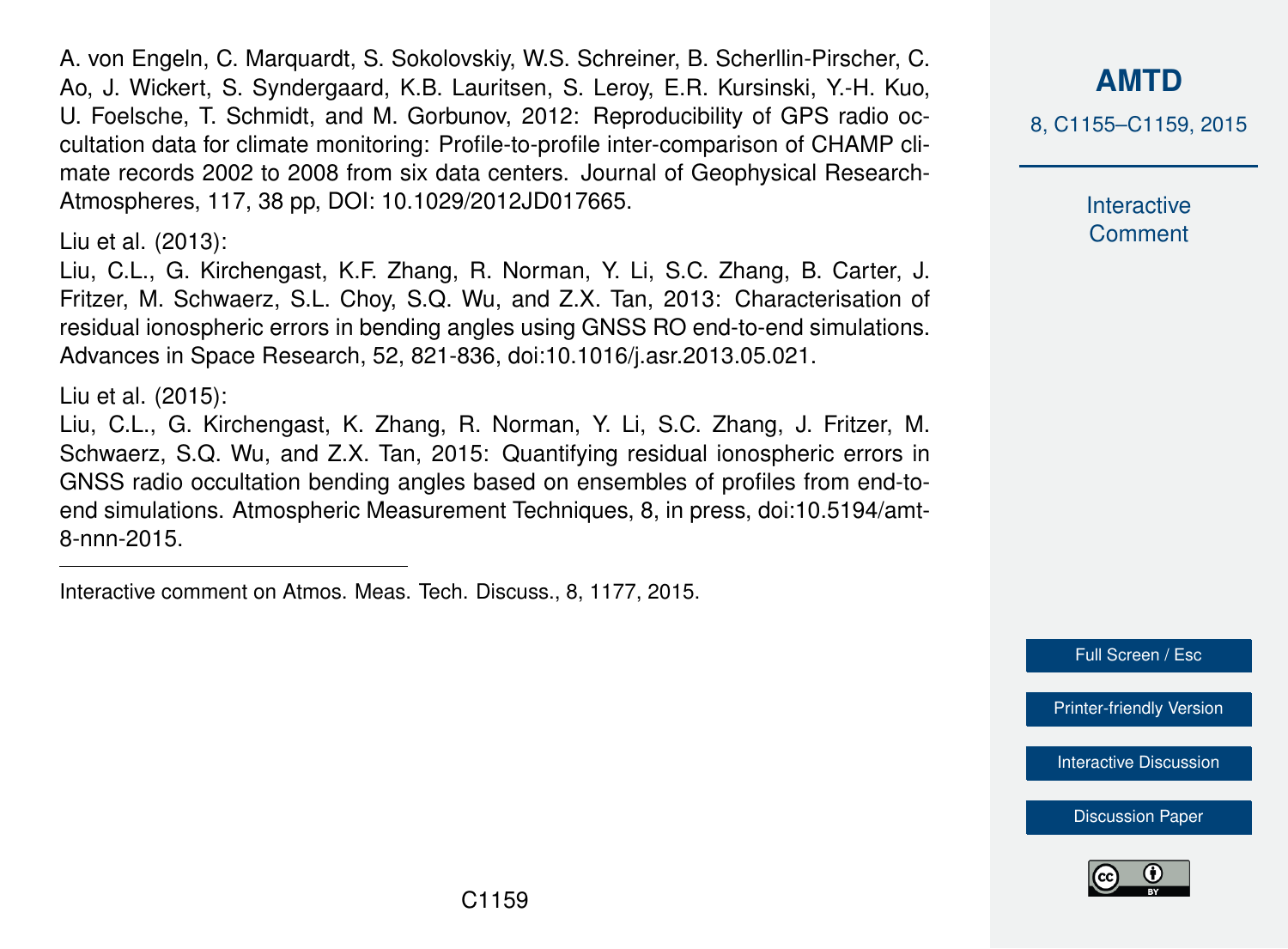A. von Engeln, C. Marquardt, S. Sokolovskiy, W.S. Schreiner, B. Scherllin-Pirscher, C. Ao, J. Wickert, S. Syndergaard, K.B. Lauritsen, S. Leroy, E.R. Kursinski, Y.-H. Kuo, U. Foelsche, T. Schmidt, and M. Gorbunov, 2012: Reproducibility of GPS radio occultation data for climate monitoring: Profile-to-profile inter-comparison of CHAMP climate records 2002 to 2008 from six data centers. Journal of Geophysical Research-Atmospheres, 117, 38 pp, DOI: 10.1029/2012JD017665.

Liu et al. (2013):
Liu, C.L., G. Kirchengast, K.F. Zhang, R. Norman, Y. Li, S.C. Zhang, B. Carter, J. Fritzer, M. Schwaerz, S.L. Choy, S.Q. Wu, and Z.X. Tan, 2013: Characterisation of residual ionospheric errors in bending angles using GNSS RO end-to-end simulations. Advances in Space Research, 52, 821-836, doi:10.1016/j.asr.2013.05.021.

Liu et al. (2015):
Liu, C.L., G. Kirchengast, K. Zhang, R. Norman, Y. Li, S.C. Zhang, J. Fritzer, M. Schwaerz, S.Q. Wu, and Z.X. Tan, 2015: Quantifying residual ionospheric errors in GNSS radio occultation bending angles based on ensembles of profiles from end-to-end simulations. Atmospheric Measurement Techniques, 8, in press, doi:10.5194/amt-8-nnn-2015.

---

Interactive comment on Atmos. Meas. Tech. Discuss., 8, 1177, 2015.